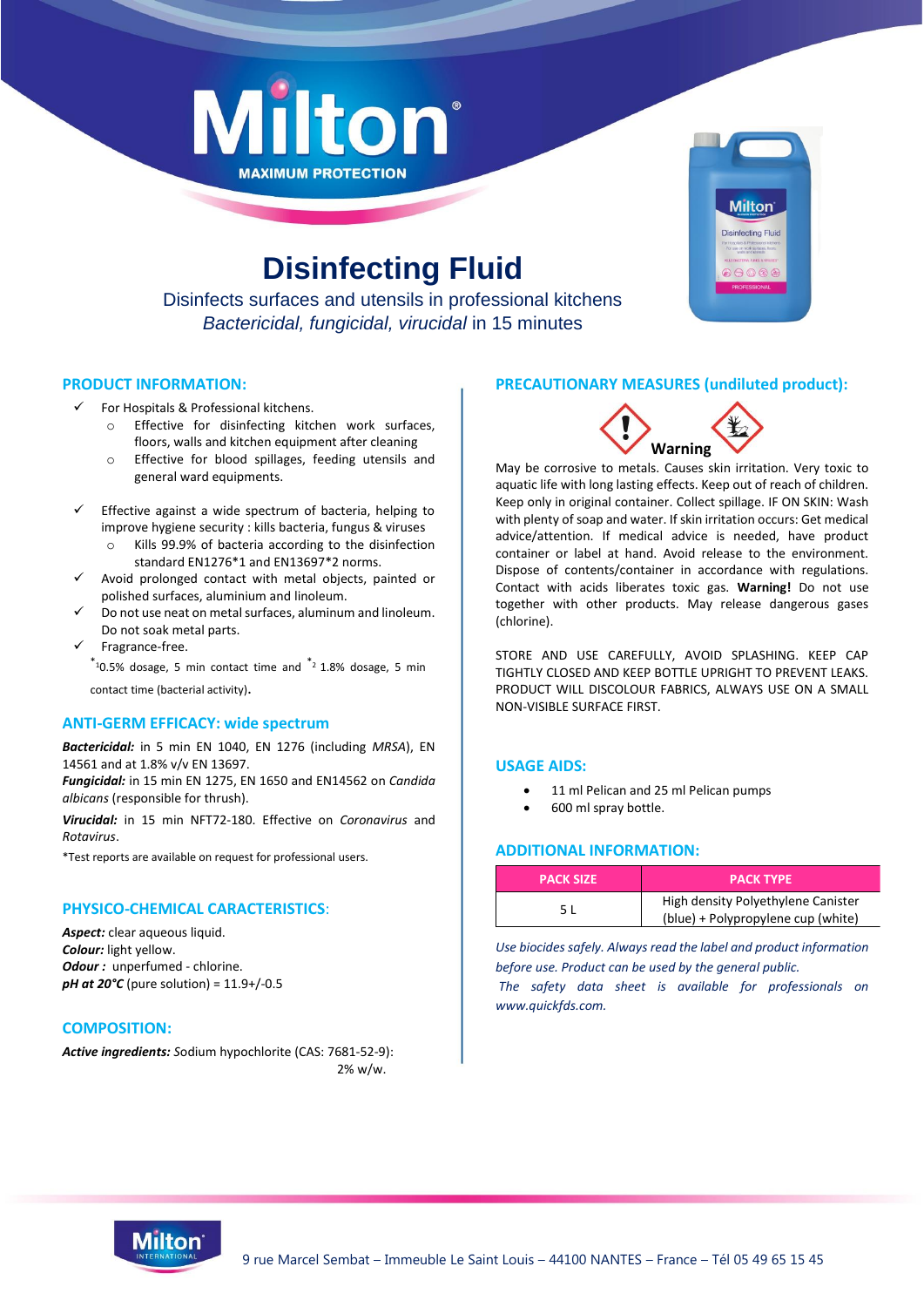# Milton

MAXIMUM PROTECTION

# Disinfecting Fluid

Disinfects surfaces and utensils in professional kitchens

*Bactericidal, fungicidal, virucidal* in 15 minutes

## PRODUCT INFORMATION:

- ✓ For Hospitals & Professional kitchens.
  - Effective for disinfecting kitchen work surfaces, floors, walls and kitchen equipment after cleaning
  - Effective for blood spillages, feeding utensils and general ward equipments.
- ✓ Effective against a wide spectrum of bacteria, helping to improve hygiene security : kills bacteria, fungus & viruses
  - Kills 99.9% of bacteria according to the disinfection standard EN1276*1 and EN13697*2 norms.
- ✓ Avoid prolonged contact with metal objects, painted or polished surfaces, aluminium and linoleum.
- ✓ Do not use neat on metal surfaces, aluminum and linoleum. Do not soak metal parts.
- ✓ Fragrance-free.

*1 0.5% dosage, 5 min contact time and *2 1.8% dosage, 5 min contact time (bacterial activity).

## ANTI-GERM EFFICACY: wide spectrum

***Bactericidal:*** in 5 min EN 1040, EN 1276 (including *MRSA*), EN 14561 and at 1.8% v/v EN 13697.

***Fungicidal:*** in 15 min EN 1275, EN 1650 and EN14562 on *Candida albicans* (responsible for thrush).

***Virucidal:*** in 15 min NFT72-180. Effective on *Coronavirus* and *Rotavirus*.

*Test reports are available on request for professional users.

## PHYSICO-CHEMICAL CARACTERISTICS:

***Aspect:*** clear aqueous liquid.

***Colour:*** light yellow.

***Odour :*** unperfumed - chlorine.

***pH at 20°C*** (pure solution) = 11.9+/-0.5

## COMPOSITION:

***Active ingredients:*** Sodium hypochlorite (CAS: 7681-52-9): 2% w/w.

## PRECAUTIONARY MEASURES (undiluted product):

**Warning**

May be corrosive to metals. Causes skin irritation. Very toxic to aquatic life with long lasting effects. Keep out of reach of children. Keep only in original container. Collect spillage. IF ON SKIN: Wash with plenty of soap and water. If skin irritation occurs: Get medical advice/attention. If medical advice is needed, have product container or label at hand. Avoid release to the environment. Dispose of contents/container in accordance with regulations. Contact with acids liberates toxic gas. **Warning!** Do not use together with other products. May release dangerous gases (chlorine).

STORE AND USE CAREFULLY, AVOID SPLASHING. KEEP CAP TIGHTLY CLOSED AND KEEP BOTTLE UPRIGHT TO PREVENT LEAKS. PRODUCT WILL DISCOLOUR FABRICS, ALWAYS USE ON A SMALL NON-VISIBLE SURFACE FIRST.

## USAGE AIDS:

- 11 ml Pelican and 25 ml Pelican pumps
- 600 ml spray bottle.

## ADDITIONAL INFORMATION:

| PACK SIZE | PACK TYPE |
|---|---|
| 5 L | High density Polyethylene Canister (blue) + Polypropylene cup (white) |

*Use biocides safely. Always read the label and product information before use. Product can be used by the general public.*

*The safety data sheet is available for professionals on www.quickfds.com.*

Milton INTERNATIONAL

9 rue Marcel Sembat – Immeuble Le Saint Louis – 44100 NANTES – France – Tél 05 49 65 15 45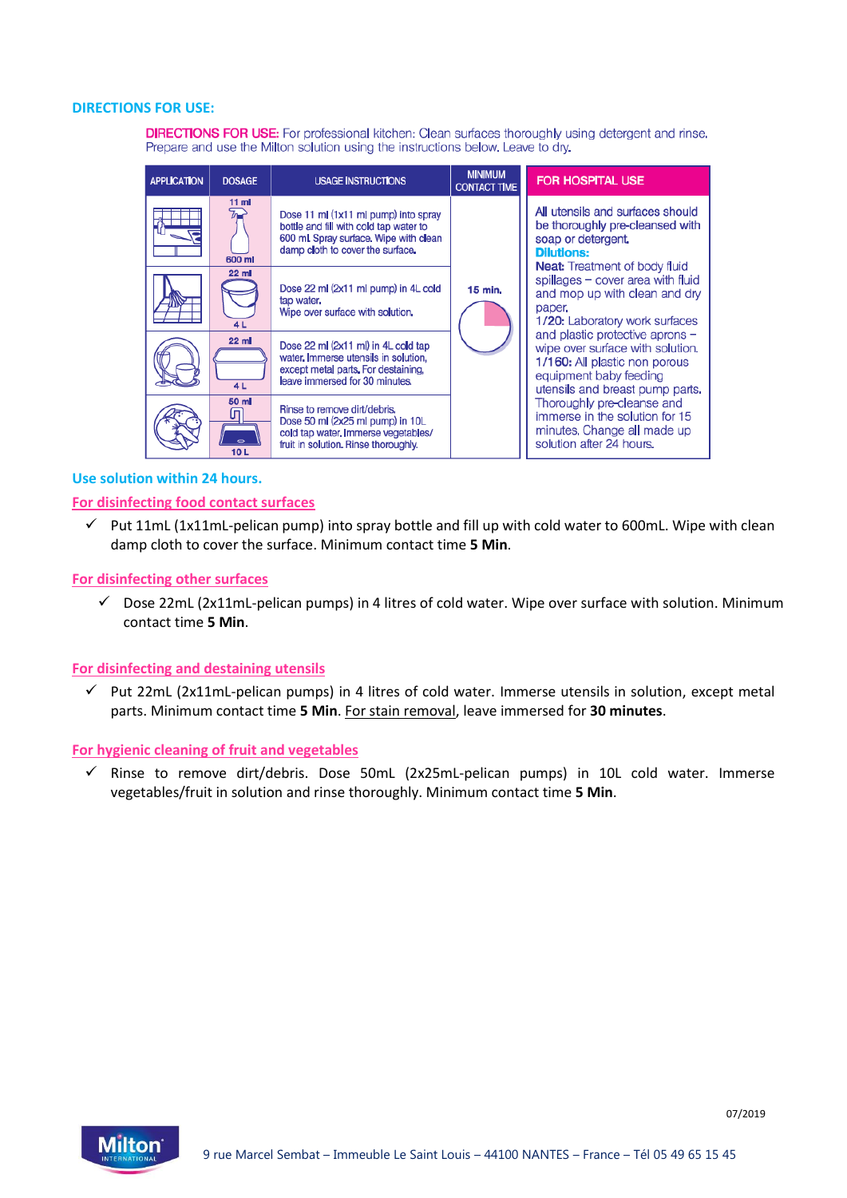## DIRECTIONS FOR USE:

**DIRECTIONS FOR USE:** For professional kitchen: Clean surfaces thoroughly using detergent and rinse. Prepare and use the Milton solution using the instructions below. Leave to dry.

| APPLICATION | DOSAGE | USAGE INSTRUCTIONS | MINIMUM CONTACT TIME |
|---|---|---|---|
| | 11 ml / 600 ml | Dose 11 ml (1x11 ml pump) into spray bottle and fill with cold tap water to 600 ml. Spray surface. Wipe with clean damp cloth to cover the surface. | 15 min. |
| | 22 ml / 4 L | Dose 22 ml (2x11 ml pump) in 4L cold tap water. Wipe over surface with solution. | |
| | 22 ml / 4 L | Dose 22 ml (2x11 ml) in 4L cold tap water. Immerse utensils in solution, except metal parts. For destaining, leave immersed for 30 minutes. | |
| | 50 ml / 10 L | Rinse to remove dirt/debris. Dose 50 ml (2x25 ml pump) in 10L cold tap water. Immerse vegetables/fruit in solution. Rinse thoroughly. | |

**FOR HOSPITAL USE**

All utensils and surfaces should be thoroughly pre-cleansed with soap or detergent.
**Dilutions:**
**Neat:** Treatment of body fluid spillages – cover area with fluid and mop up with clean and dry paper.
**1/20:** Laboratory work surfaces and plastic protective aprons – wipe over surface with solution.
**1/160:** All plastic non porous equipment baby feeding utensils and breast pump parts. Thoroughly pre-cleanse and immerse in the solution for 15 minutes. Change all made up solution after 24 hours.

**Use solution within 24 hours.**

### For disinfecting food contact surfaces

- ✓ Put 11mL (1x11mL-pelican pump) into spray bottle and fill up with cold water to 600mL. Wipe with clean damp cloth to cover the surface. Minimum contact time **5 Min**.

### For disinfecting other surfaces

- ✓ Dose 22mL (2x11mL-pelican pumps) in 4 litres of cold water. Wipe over surface with solution. Minimum contact time **5 Min**.

### For disinfecting and destaining utensils

- ✓ Put 22mL (2x11mL-pelican pumps) in 4 litres of cold water. Immerse utensils in solution, except metal parts. Minimum contact time **5 Min**. For stain removal, leave immersed for **30 minutes**.

### For hygienic cleaning of fruit and vegetables

- ✓ Rinse to remove dirt/debris. Dose 50mL (2x25mL-pelican pumps) in 10L cold water. Immerse vegetables/fruit in solution and rinse thoroughly. Minimum contact time **5 Min**.

07/2019

9 rue Marcel Sembat – Immeuble Le Saint Louis – 44100 NANTES – France – Tél 05 49 65 15 45